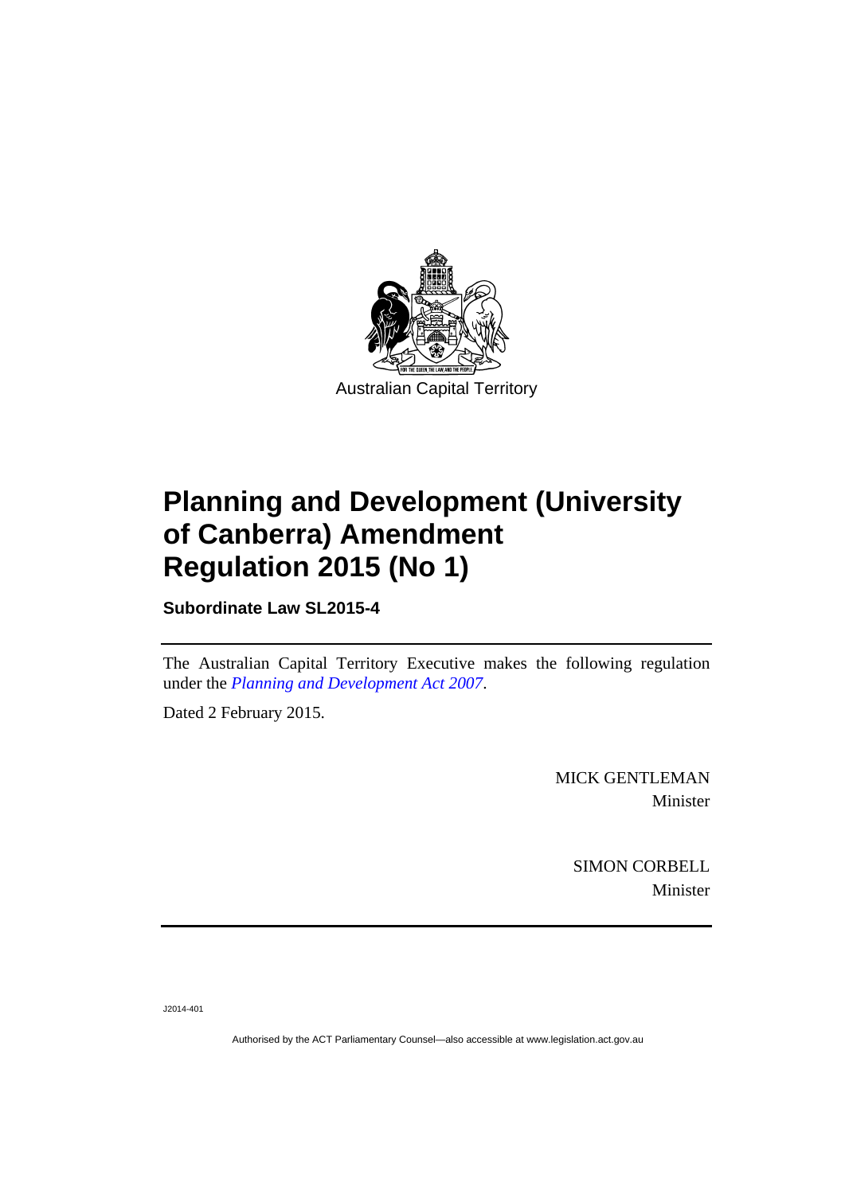Australian Capital Territory

# Planning and Development (University of Canberra) Amendment Regulation 2015 (No 1)

**Subordinate Law SL2015-4**

The Australian Capital Territory Executive makes the following regulation under the *Planning and Development Act 2007*.

Dated 2 February 2015.

MICK GENTLEMAN
Minister

SIMON CORBELL
Minister

J2014-401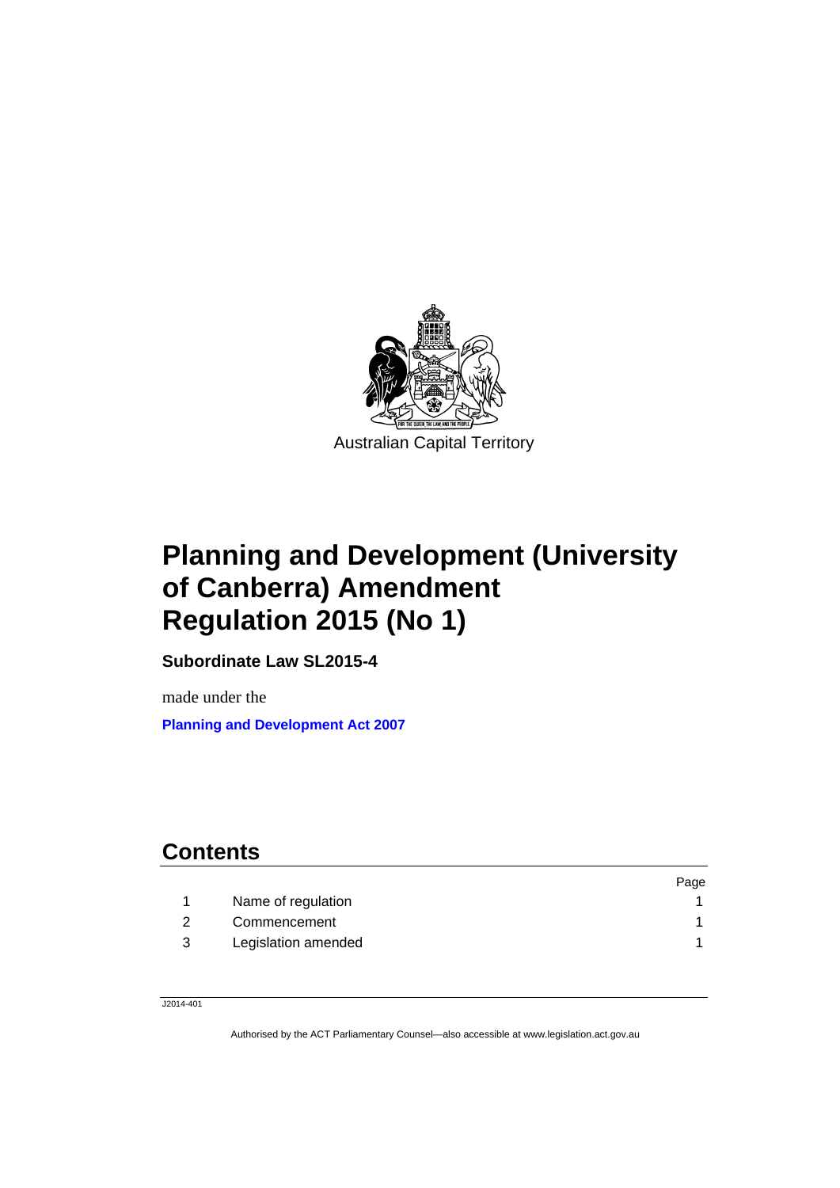Australian Capital Territory

# Planning and Development (University of Canberra) Amendment Regulation 2015 (No 1)

**Subordinate Law SL2015-4**

made under the

**Planning and Development Act 2007**

## Contents

| | | Page |
|---|---|---|
| 1 | Name of regulation | 1 |
| 2 | Commencement | 1 |
| 3 | Legislation amended | 1 |

J2014-401

Authorised by the ACT Parliamentary Counsel—also accessible at www.legislation.act.gov.au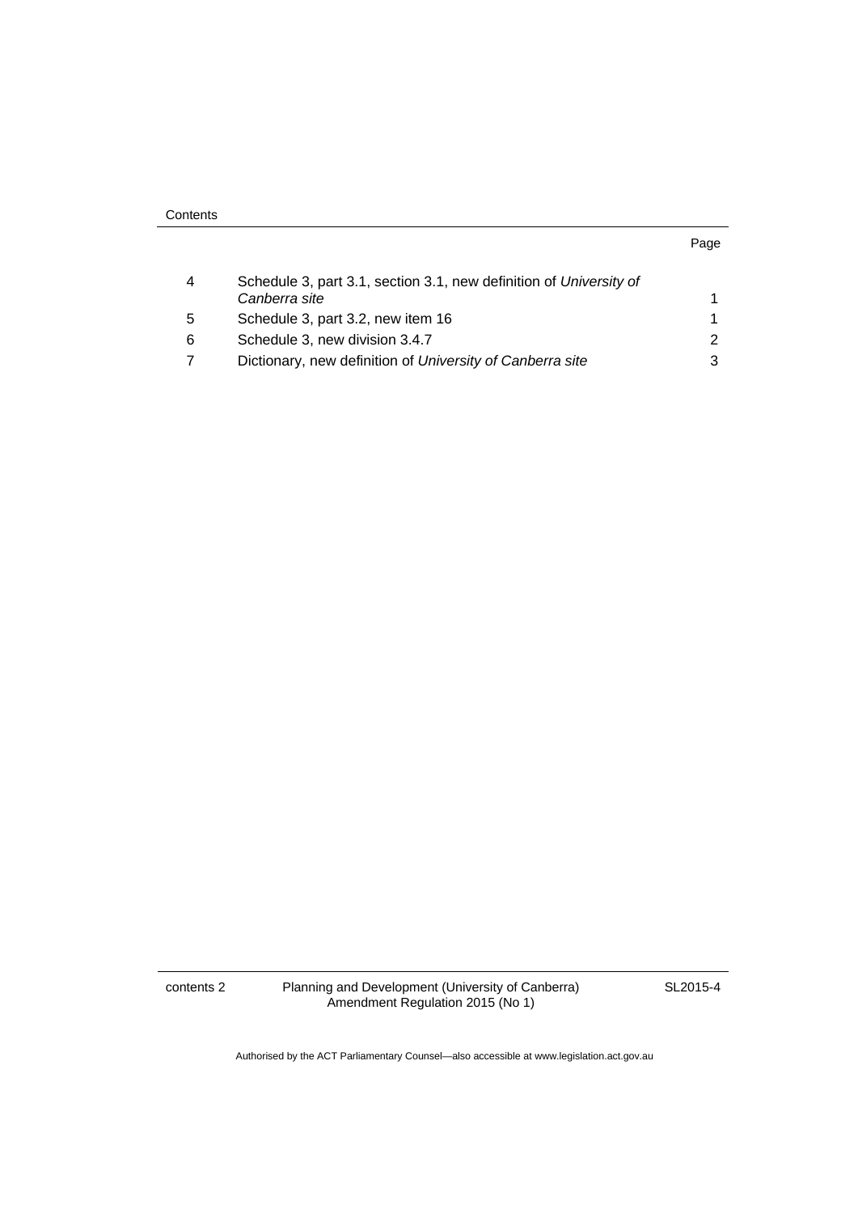Contents

| | | Page |
|---|---|---|
| 4 | Schedule 3, part 3.1, section 3.1, new definition of *University of Canberra site* | 1 |
| 5 | Schedule 3, part 3.2, new item 16 | 1 |
| 6 | Schedule 3, new division 3.4.7 | 2 |
| 7 | Dictionary, new definition of *University of Canberra site* | 3 |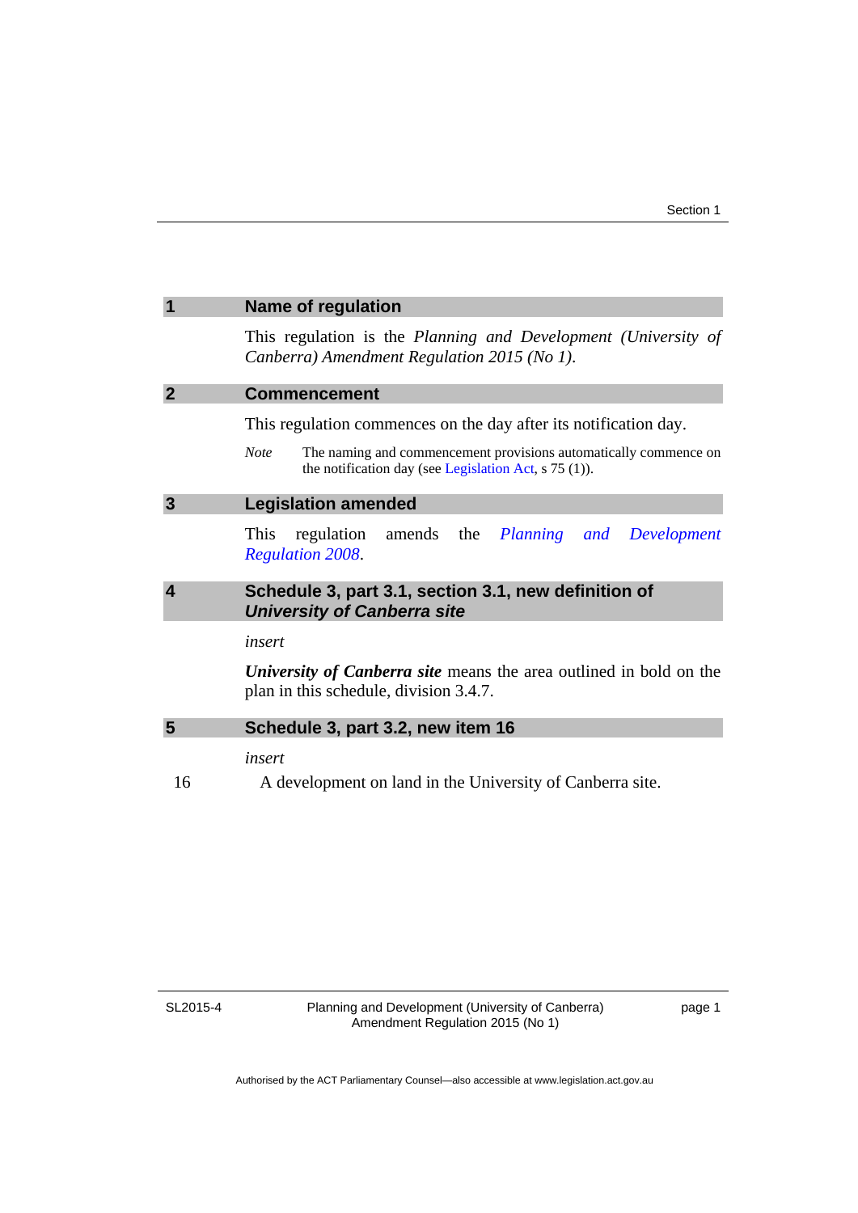## 1 Name of regulation

This regulation is the *Planning and Development (University of Canberra) Amendment Regulation 2015 (No 1)*.

## 2 Commencement

This regulation commences on the day after its notification day.

*Note* The naming and commencement provisions automatically commence on the notification day (see Legislation Act, s 75 (1)).

## 3 Legislation amended

This regulation amends the *Planning and Development Regulation 2008*.

## 4 Schedule 3, part 3.1, section 3.1, new definition of *University of Canberra site*

*insert*

***University of Canberra site*** means the area outlined in bold on the plan in this schedule, division 3.4.7.

## 5 Schedule 3, part 3.2, new item 16

*insert*

16 A development on land in the University of Canberra site.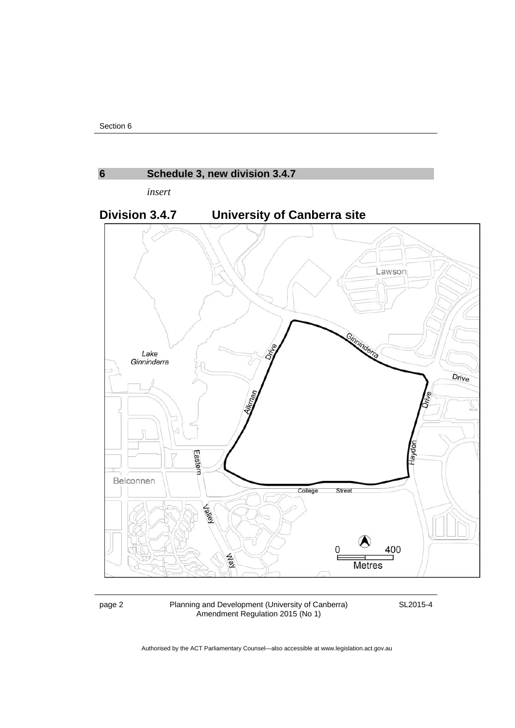## 6 Schedule 3, new division 3.4.7

*insert*

## Division 3.4.7 University of Canberra site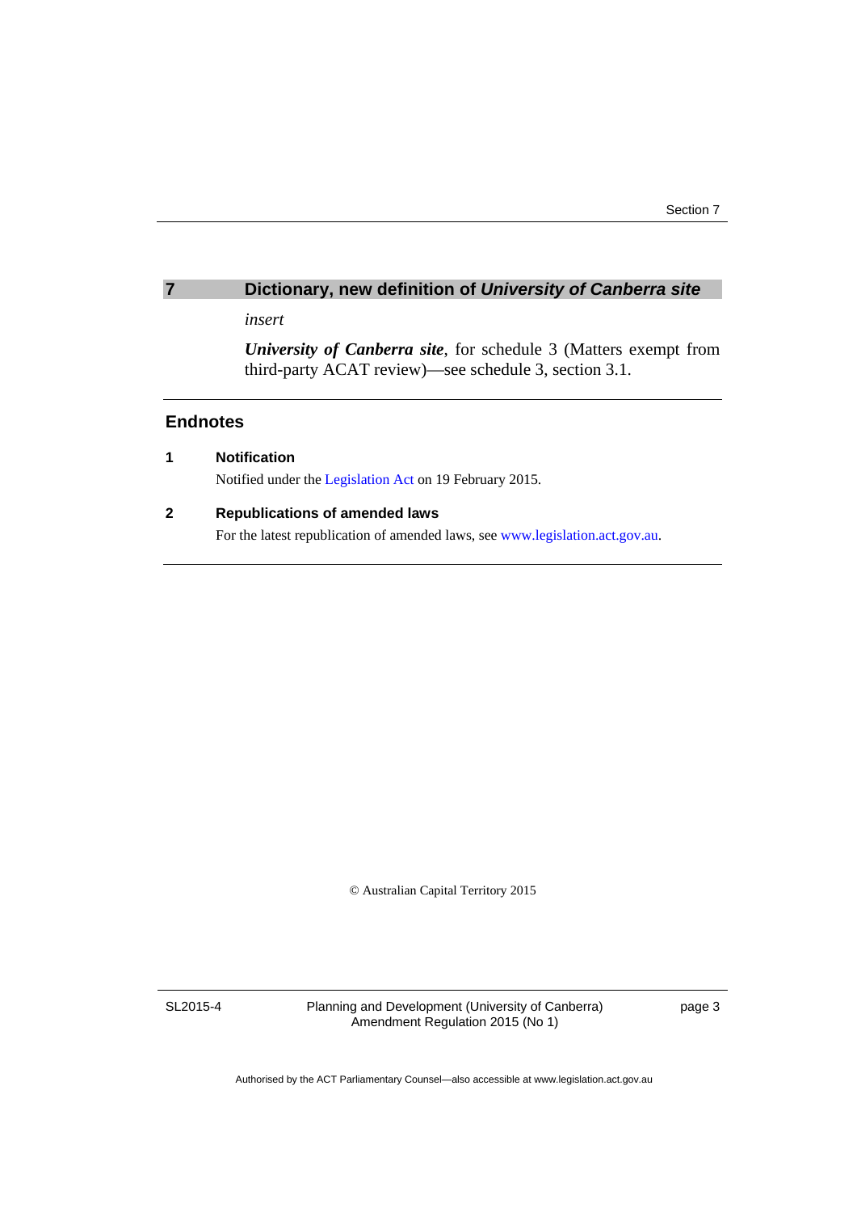## 7 Dictionary, new definition of *University of Canberra site*

*insert*

***University of Canberra site***, for schedule 3 (Matters exempt from third-party ACAT review)—see schedule 3, section 3.1.

## Endnotes

### 1 Notification

Notified under the Legislation Act on 19 February 2015.

### 2 Republications of amended laws

For the latest republication of amended laws, see www.legislation.act.gov.au.

© Australian Capital Territory 2015